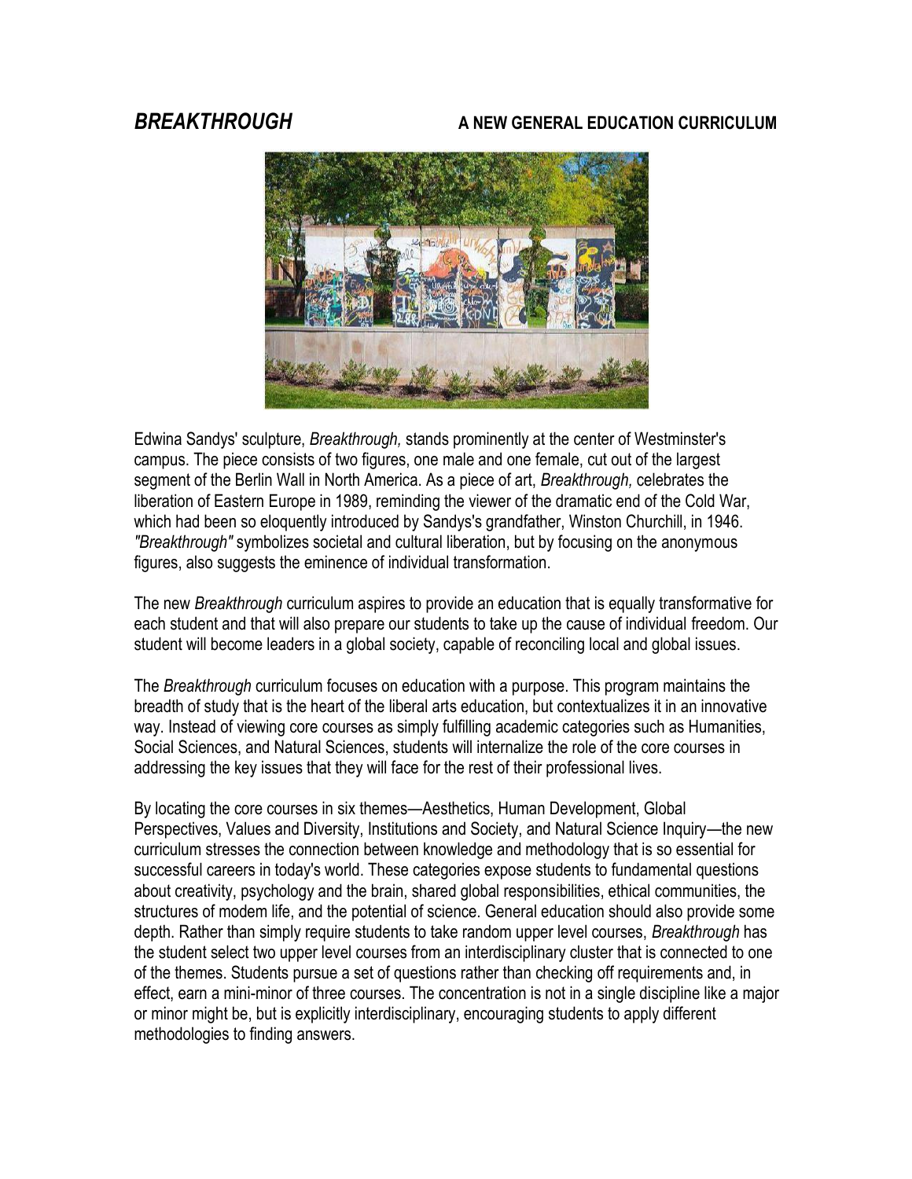# *BREAKTHROUGH* A NEW GENERAL EDUCATION CURRICULUM

Edwina Sandys' sculpture, *Breakthrough,* stands prominently at the center of Westminster's campus. The piece consists of two figures, one male and one female, cut out of the largest segment of the Berlin Wall in North America. As a piece of art, *Breakthrough,* celebrates the liberation of Eastern Europe in 1989, reminding the viewer of the dramatic end of the Cold War, which had been so eloquently introduced by Sandys's grandfather, Winston Churchill, in 1946. *"Breakthrough"* symbolizes societal and cultural liberation, but by focusing on the anonymous figures, also suggests the eminence of individual transformation.

The new *Breakthrough* curriculum aspires to provide an education that is equally transformative for each student and that will also prepare our students to take up the cause of individual freedom. Our student will become leaders in a global society, capable of reconciling local and global issues.

The *Breakthrough* curriculum focuses on education with a purpose. This program maintains the breadth of study that is the heart of the liberal arts education, but contextualizes it in an innovative way. Instead of viewing core courses as simply fulfilling academic categories such as Humanities, Social Sciences, and Natural Sciences, students will internalize the role of the core courses in addressing the key issues that they will face for the rest of their professional lives.

By locating the core courses in six themes—Aesthetics, Human Development, Global Perspectives, Values and Diversity, Institutions and Society, and Natural Science Inquiry—the new curriculum stresses the connection between knowledge and methodology that is so essential for successful careers in today's world. These categories expose students to fundamental questions about creativity, psychology and the brain, shared global responsibilities, ethical communities, the structures of modem life, and the potential of science. General education should also provide some depth. Rather than simply require students to take random upper level courses, *Breakthrough* has the student select two upper level courses from an interdisciplinary cluster that is connected to one of the themes. Students pursue a set of questions rather than checking off requirements and, in effect, earn a mini-minor of three courses. The concentration is not in a single discipline like a major or minor might be, but is explicitly interdisciplinary, encouraging students to apply different methodologies to finding answers.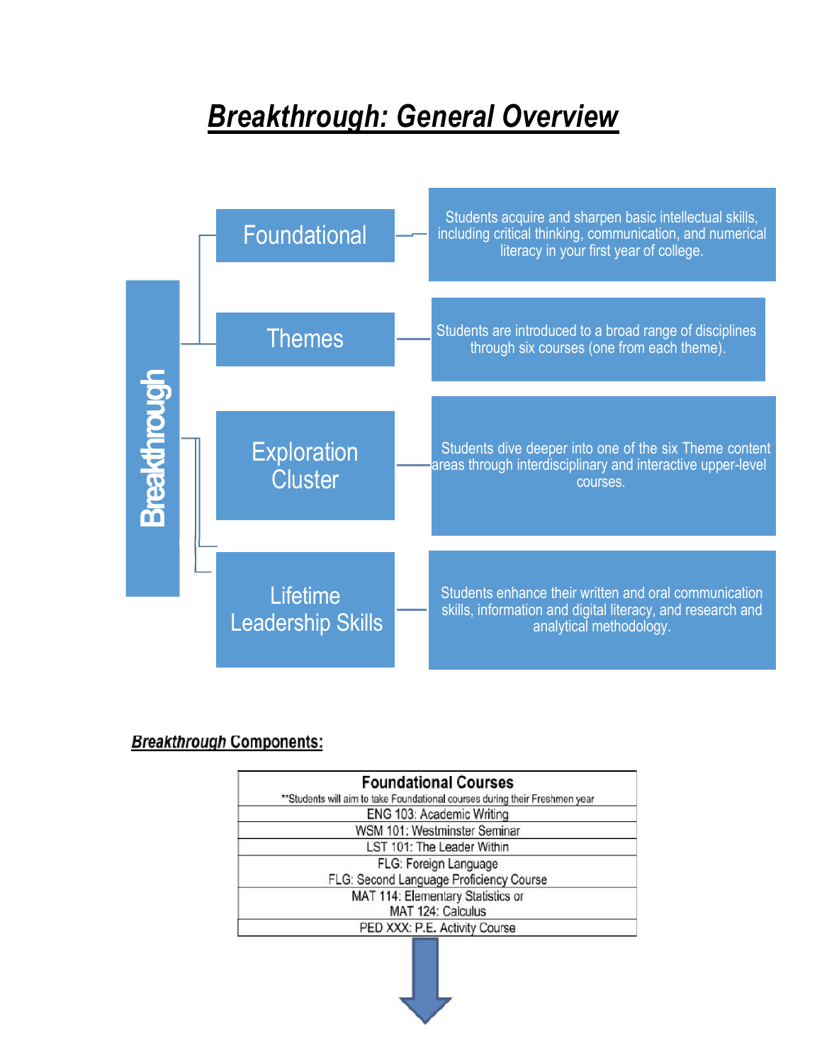# ***Breakthrough: General Overview***

**Breakthrough**

| Component | Description |
| --- | --- |
| Foundational | Students acquire and sharpen basic intellectual skills, including critical thinking, communication, and numerical literacy in your first year of college. |
| Themes | Students are introduced to a broad range of disciplines through six courses (one from each theme). |
| Exploration Cluster | Students dive deeper into one of the six Theme content areas through interdisciplinary and interactive upper-level courses. |
| Lifetime Leadership Skills | Students enhance their written and oral communication skills, information and digital literacy, and research and analytical methodology. |

***Breakthrough* Components:**

| **Foundational Courses** |
| --- |
| **Students will aim to take Foundational courses during their Freshmen year |
| ENG 103: Academic Writing |
| WSM 101: Westminster Seminar |
| LST 101: The Leader Within |
| FLG: Foreign Language<br>FLG: Second Language Proficiency Course |
| MAT 114: Elementary Statistics or<br>MAT 124: Calculus |
| PED XXX: P.E. Activity Course |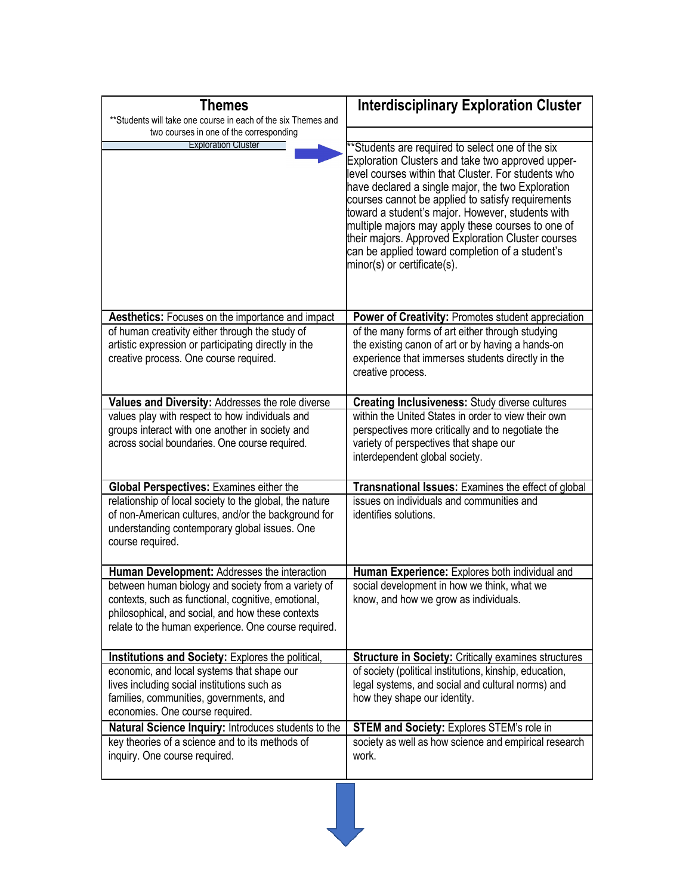| **Themes**<br>**Students will take one course in each of the six Themes and two courses in one of the corresponding Exploration Cluster | **Interdisciplinary Exploration Cluster**<br>**Students are required to select one of the six Exploration Clusters and take two approved upper-level courses within that Cluster. For students who have declared a single major, the two Exploration courses cannot be applied to satisfy requirements toward a student's major. However, students with multiple majors may apply these courses to one of their majors. Approved Exploration Cluster courses can be applied toward completion of a student's minor(s) or certificate(s). |
|---|---|
| **Aesthetics:** Focuses on the importance and impact of human creativity either through the study of artistic expression or participating directly in the creative process. One course required. | **Power of Creativity:** Promotes student appreciation of the many forms of art either through studying the existing canon of art or by having a hands-on experience that immerses students directly in the creative process. |
| **Values and Diversity:** Addresses the role diverse values play with respect to how individuals and groups interact with one another in society and across social boundaries. One course required. | **Creating Inclusiveness:** Study diverse cultures within the United States in order to view their own perspectives more critically and to negotiate the variety of perspectives that shape our interdependent global society. |
| **Global Perspectives:** Examines either the relationship of local society to the global, the nature of non-American cultures, and/or the background for understanding contemporary global issues. One course required. | **Transnational Issues:** Examines the effect of global issues on individuals and communities and identifies solutions. |
| **Human Development:** Addresses the interaction between human biology and society from a variety of contexts, such as functional, cognitive, emotional, philosophical, and social, and how these contexts relate to the human experience. One course required. | **Human Experience:** Explores both individual and social development in how we think, what we know, and how we grow as individuals. |
| **Institutions and Society:** Explores the political, economic, and local systems that shape our lives including social institutions such as families, communities, governments, and economies. One course required. | **Structure in Society:** Critically examines structures of society (political institutions, kinship, education, legal systems, and social and cultural norms) and how they shape our identity. |
| **Natural Science Inquiry:** Introduces students to the key theories of a science and to its methods of inquiry. One course required. | **STEM and Society:** Explores STEM's role in society as well as how science and empirical research work. |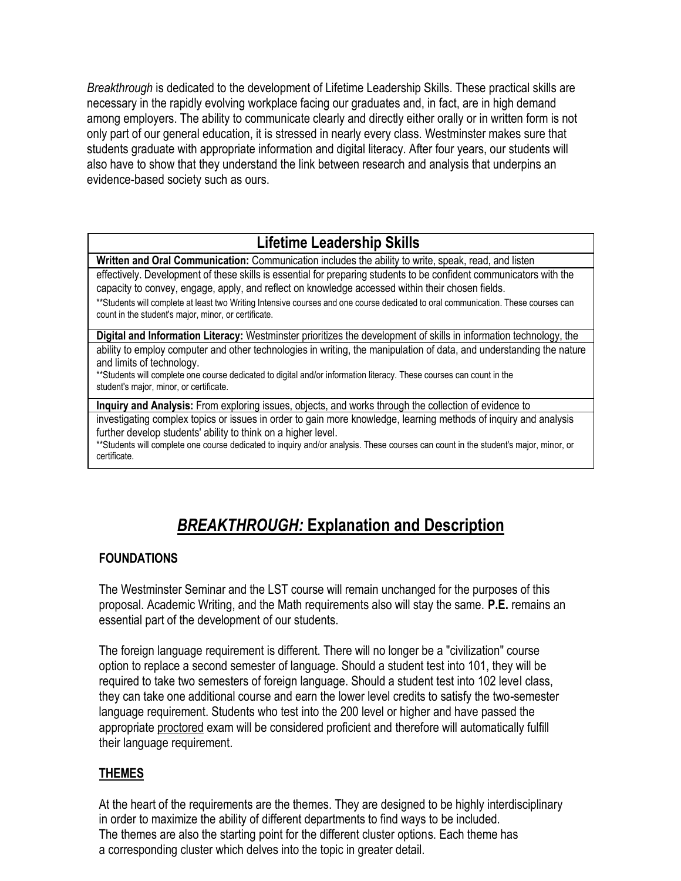*Breakthrough* is dedicated to the development of Lifetime Leadership Skills. These practical skills are necessary in the rapidly evolving workplace facing our graduates and, in fact, are in high demand among employers. The ability to communicate clearly and directly either orally or in written form is not only part of our general education, it is stressed in nearly every class. Westminster makes sure that students graduate with appropriate information and digital literacy. After four years, our students will also have to show that they understand the link between research and analysis that underpins an evidence-based society such as ours.

| Lifetime Leadership Skills |
|---|
| **Written and Oral Communication:** Communication includes the ability to write, speak, read, and listen effectively. Development of these skills is essential for preparing students to be confident communicators with the capacity to convey, engage, apply, and reflect on knowledge accessed within their chosen fields.<br>**Students will complete at least two Writing Intensive courses and one course dedicated to oral communication. These courses can count in the student's major, minor, or certificate. |
| **Digital and Information Literacy:** Westminster prioritizes the development of skills in information technology, the ability to employ computer and other technologies in writing, the manipulation of data, and understanding the nature and limits of technology.<br>**Students will complete one course dedicated to digital and/or information literacy. These courses can count in the student's major, minor, or certificate. |
| **Inquiry and Analysis:** From exploring issues, objects, and works through the collection of evidence to investigating complex topics or issues in order to gain more knowledge, learning methods of inquiry and analysis further develop students' ability to think on a higher level.<br>**Students will complete one course dedicated to inquiry and/or analysis. These courses can count in the student's major, minor, or certificate. |

# *BREAKTHROUGH:* Explanation and Description

## FOUNDATIONS

The Westminster Seminar and the LST course will remain unchanged for the purposes of this proposal. Academic Writing, and the Math requirements also will stay the same. **P.E.** remains an essential part of the development of our students.

The foreign language requirement is different. There will no longer be a "civilization" course option to replace a second semester of language. Should a student test into 101, they will be required to take two semesters of foreign language. Should a student test into 102 level class, they can take one additional course and earn the lower level credits to satisfy the two-semester language requirement. Students who test into the 200 level or higher and have passed the appropriate proctored exam will be considered proficient and therefore will automatically fulfill their language requirement.

## THEMES

At the heart of the requirements are the themes. They are designed to be highly interdisciplinary in order to maximize the ability of different departments to find ways to be included. The themes are also the starting point for the different cluster options. Each theme has a corresponding cluster which delves into the topic in greater detail.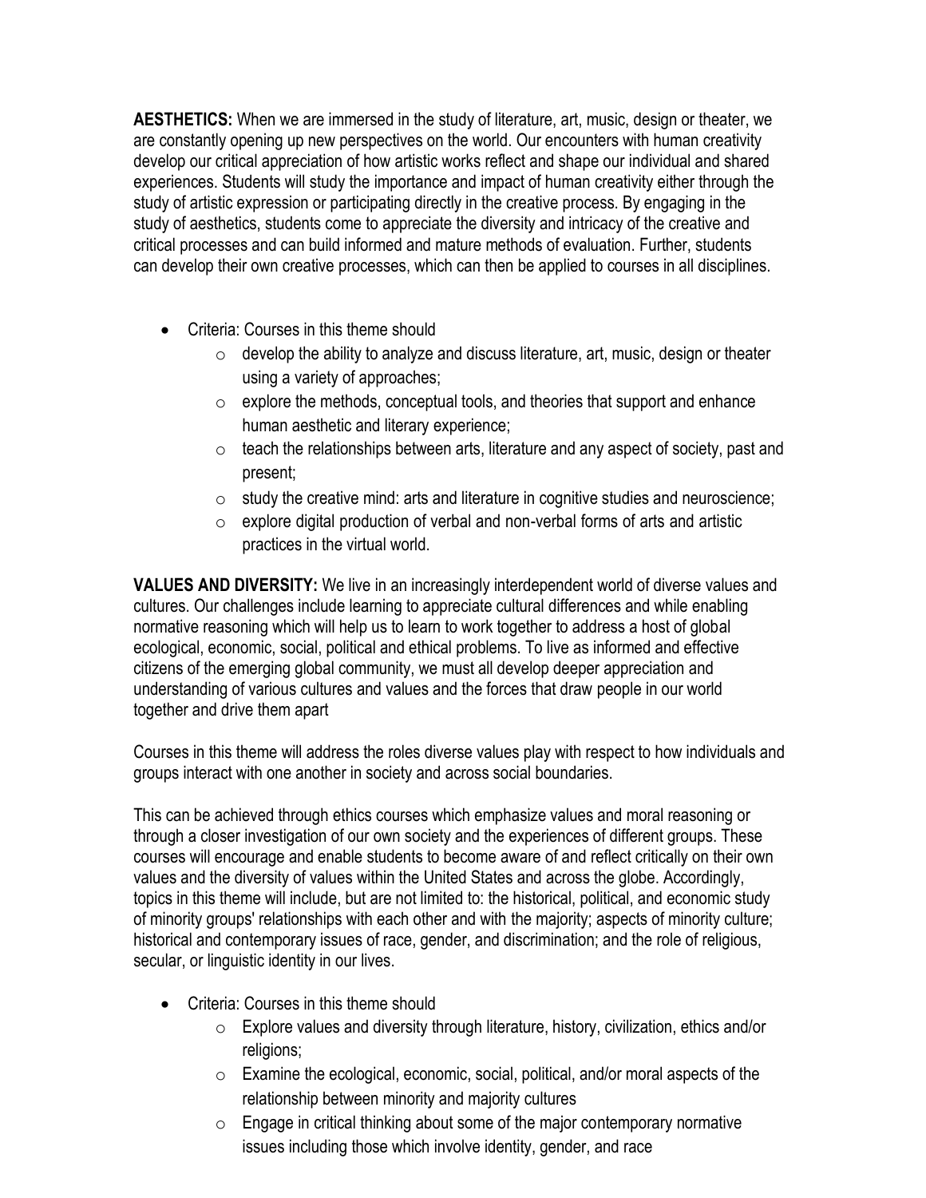**AESTHETICS:** When we are immersed in the study of literature, art, music, design or theater, we are constantly opening up new perspectives on the world. Our encounters with human creativity develop our critical appreciation of how artistic works reflect and shape our individual and shared experiences. Students will study the importance and impact of human creativity either through the study of artistic expression or participating directly in the creative process. By engaging in the study of aesthetics, students come to appreciate the diversity and intricacy of the creative and critical processes and can build informed and mature methods of evaluation. Further, students can develop their own creative processes, which can then be applied to courses in all disciplines.

- Criteria: Courses in this theme should
    - develop the ability to analyze and discuss literature, art, music, design or theater using a variety of approaches;
    - explore the methods, conceptual tools, and theories that support and enhance human aesthetic and literary experience;
    - teach the relationships between arts, literature and any aspect of society, past and present;
    - study the creative mind: arts and literature in cognitive studies and neuroscience;
    - explore digital production of verbal and non-verbal forms of arts and artistic practices in the virtual world.

**VALUES AND DIVERSITY:** We live in an increasingly interdependent world of diverse values and cultures. Our challenges include learning to appreciate cultural differences and while enabling normative reasoning which will help us to learn to work together to address a host of global ecological, economic, social, political and ethical problems. To live as informed and effective citizens of the emerging global community, we must all develop deeper appreciation and understanding of various cultures and values and the forces that draw people in our world together and drive them apart

Courses in this theme will address the roles diverse values play with respect to how individuals and groups interact with one another in society and across social boundaries.

This can be achieved through ethics courses which emphasize values and moral reasoning or through a closer investigation of our own society and the experiences of different groups. These courses will encourage and enable students to become aware of and reflect critically on their own values and the diversity of values within the United States and across the globe. Accordingly, topics in this theme will include, but are not limited to: the historical, political, and economic study of minority groups' relationships with each other and with the majority; aspects of minority culture; historical and contemporary issues of race, gender, and discrimination; and the role of religious, secular, or linguistic identity in our lives.

- Criteria: Courses in this theme should
    - Explore values and diversity through literature, history, civilization, ethics and/or religions;
    - Examine the ecological, economic, social, political, and/or moral aspects of the relationship between minority and majority cultures
    - Engage in critical thinking about some of the major contemporary normative issues including those which involve identity, gender, and race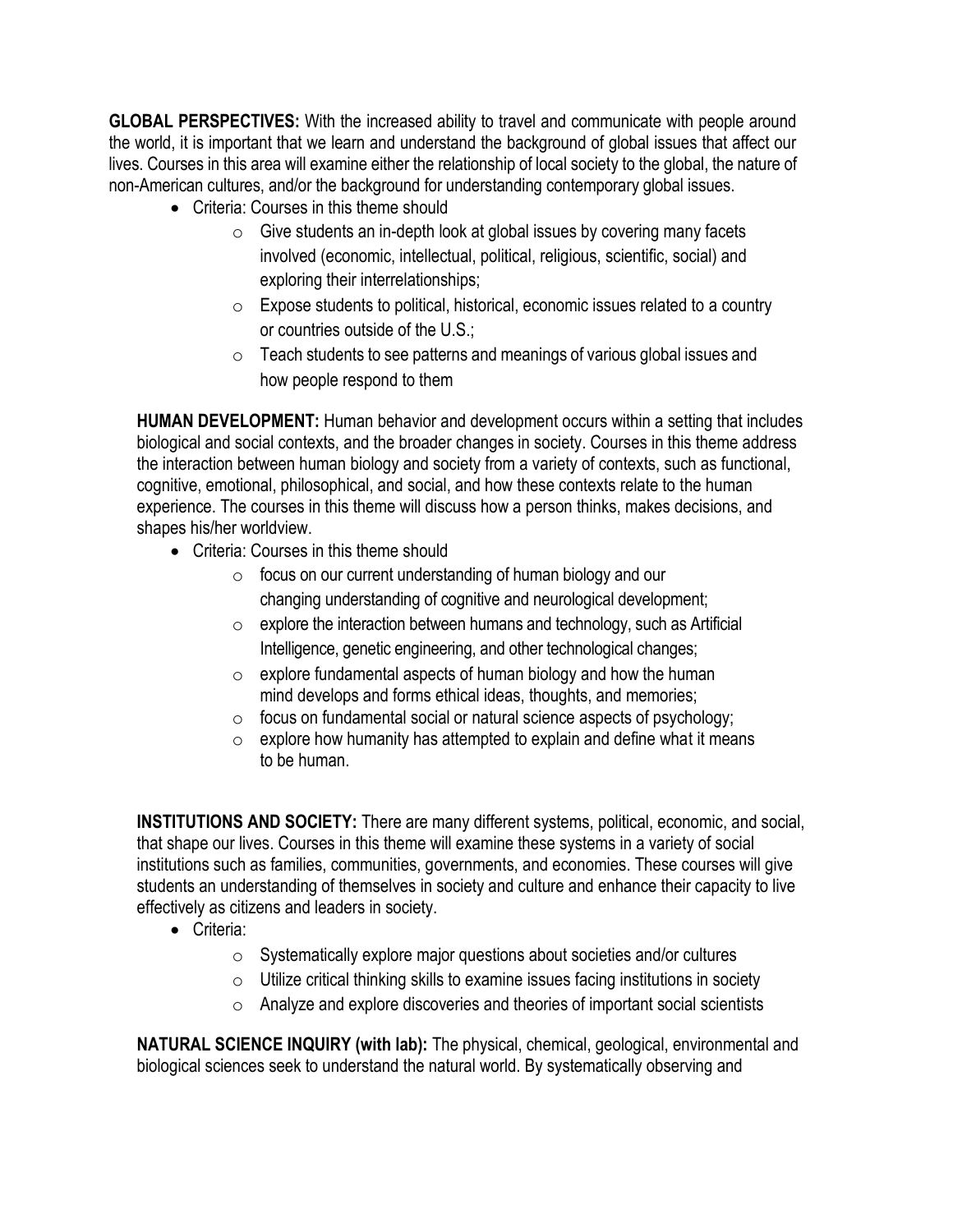**GLOBAL PERSPECTIVES:** With the increased ability to travel and communicate with people around the world, it is important that we learn and understand the background of global issues that affect our lives. Courses in this area will examine either the relationship of local society to the global, the nature of non-American cultures, and/or the background for understanding contemporary global issues.

- Criteria: Courses in this theme should
  - Give students an in-depth look at global issues by covering many facets involved (economic, intellectual, political, religious, scientific, social) and exploring their interrelationships;
  - Expose students to political, historical, economic issues related to a country or countries outside of the U.S.;
  - Teach students to see patterns and meanings of various global issues and how people respond to them

**HUMAN DEVELOPMENT:** Human behavior and development occurs within a setting that includes biological and social contexts, and the broader changes in society. Courses in this theme address the interaction between human biology and society from a variety of contexts, such as functional, cognitive, emotional, philosophical, and social, and how these contexts relate to the human experience. The courses in this theme will discuss how a person thinks, makes decisions, and shapes his/her worldview.

- Criteria: Courses in this theme should
  - focus on our current understanding of human biology and our changing understanding of cognitive and neurological development;
  - explore the interaction between humans and technology, such as Artificial Intelligence, genetic engineering, and other technological changes;
  - explore fundamental aspects of human biology and how the human mind develops and forms ethical ideas, thoughts, and memories;
  - focus on fundamental social or natural science aspects of psychology;
  - explore how humanity has attempted to explain and define what it means to be human.

**INSTITUTIONS AND SOCIETY:** There are many different systems, political, economic, and social, that shape our lives. Courses in this theme will examine these systems in a variety of social institutions such as families, communities, governments, and economies. These courses will give students an understanding of themselves in society and culture and enhance their capacity to live effectively as citizens and leaders in society.

- Criteria:
  - Systematically explore major questions about societies and/or cultures
  - Utilize critical thinking skills to examine issues facing institutions in society
  - Analyze and explore discoveries and theories of important social scientists

**NATURAL SCIENCE INQUIRY (with lab):** The physical, chemical, geological, environmental and biological sciences seek to understand the natural world. By systematically observing and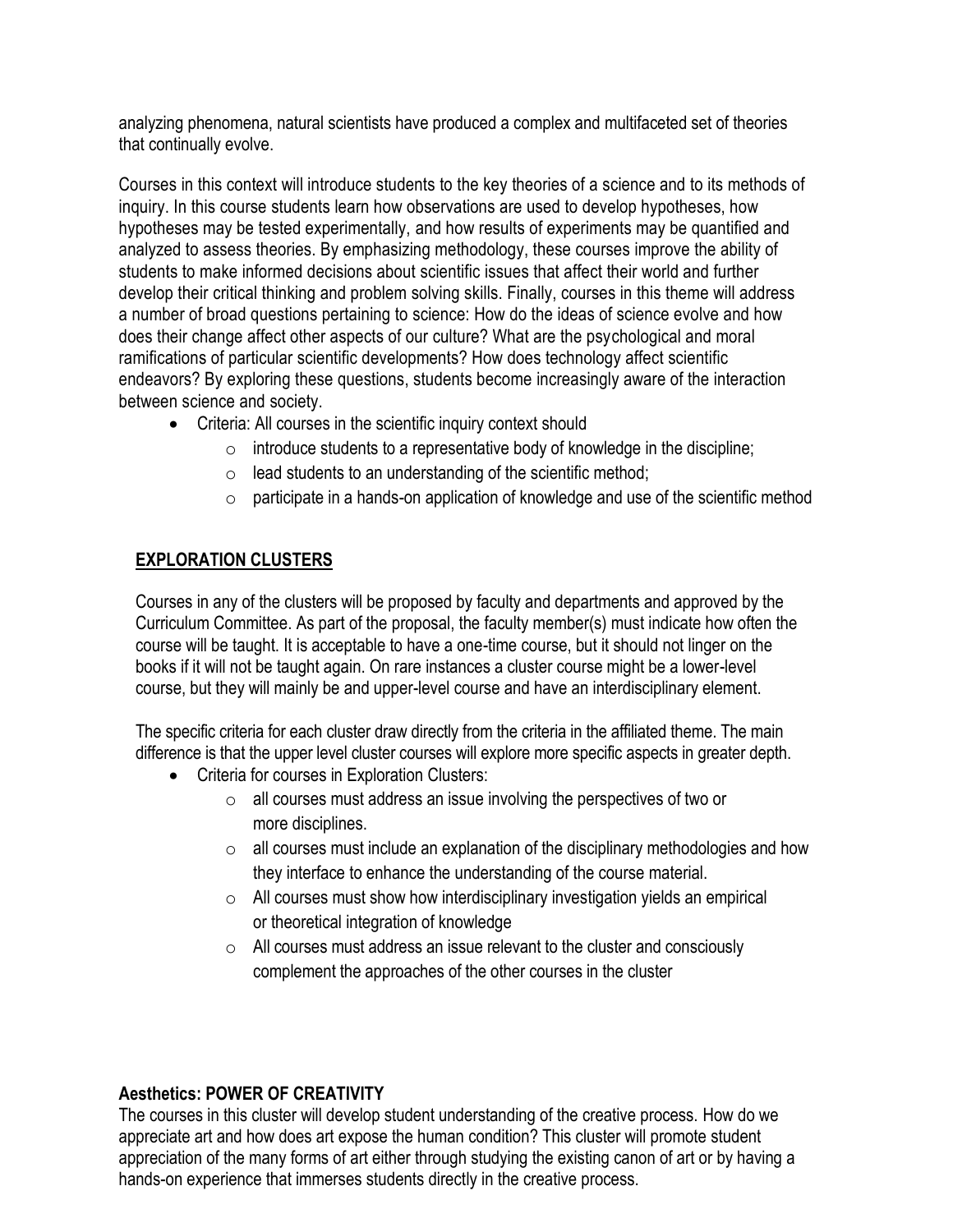analyzing phenomena, natural scientists have produced a complex and multifaceted set of theories that continually evolve.

Courses in this context will introduce students to the key theories of a science and to its methods of inquiry. In this course students learn how observations are used to develop hypotheses, how hypotheses may be tested experimentally, and how results of experiments may be quantified and analyzed to assess theories. By emphasizing methodology, these courses improve the ability of students to make informed decisions about scientific issues that affect their world and further develop their critical thinking and problem solving skills. Finally, courses in this theme will address a number of broad questions pertaining to science: How do the ideas of science evolve and how does their change affect other aspects of our culture? What are the psychological and moral ramifications of particular scientific developments? How does technology affect scientific endeavors? By exploring these questions, students become increasingly aware of the interaction between science and society.

- Criteria: All courses in the scientific inquiry context should
  - introduce students to a representative body of knowledge in the discipline;
  - lead students to an understanding of the scientific method;
  - participate in a hands-on application of knowledge and use of the scientific method

## EXPLORATION CLUSTERS

Courses in any of the clusters will be proposed by faculty and departments and approved by the Curriculum Committee. As part of the proposal, the faculty member(s) must indicate how often the course will be taught. It is acceptable to have a one-time course, but it should not linger on the books if it will not be taught again. On rare instances a cluster course might be a lower-level course, but they will mainly be and upper-level course and have an interdisciplinary element.

The specific criteria for each cluster draw directly from the criteria in the affiliated theme. The main difference is that the upper level cluster courses will explore more specific aspects in greater depth.

- Criteria for courses in Exploration Clusters:
  - all courses must address an issue involving the perspectives of two or more disciplines.
  - all courses must include an explanation of the disciplinary methodologies and how they interface to enhance the understanding of the course material.
  - All courses must show how interdisciplinary investigation yields an empirical or theoretical integration of knowledge
  - All courses must address an issue relevant to the cluster and consciously complement the approaches of the other courses in the cluster

### Aesthetics: POWER OF CREATIVITY

The courses in this cluster will develop student understanding of the creative process. How do we appreciate art and how does art expose the human condition? This cluster will promote student appreciation of the many forms of art either through studying the existing canon of art or by having a hands-on experience that immerses students directly in the creative process.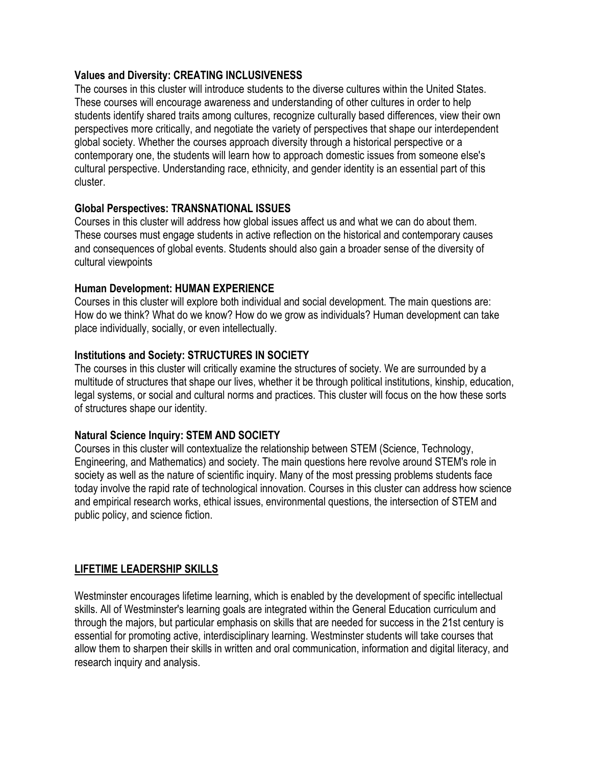**Values and Diversity: CREATING INCLUSIVENESS**

The courses in this cluster will introduce students to the diverse cultures within the United States. These courses will encourage awareness and understanding of other cultures in order to help students identify shared traits among cultures, recognize culturally based differences, view their own perspectives more critically, and negotiate the variety of perspectives that shape our interdependent global society. Whether the courses approach diversity through a historical perspective or a contemporary one, the students will learn how to approach domestic issues from someone else's cultural perspective. Understanding race, ethnicity, and gender identity is an essential part of this cluster.

**Global Perspectives: TRANSNATIONAL ISSUES**

Courses in this cluster will address how global issues affect us and what we can do about them. These courses must engage students in active reflection on the historical and contemporary causes and consequences of global events. Students should also gain a broader sense of the diversity of cultural viewpoints

**Human Development: HUMAN EXPERIENCE**

Courses in this cluster will explore both individual and social development. The main questions are: How do we think? What do we know? How do we grow as individuals? Human development can take place individually, socially, or even intellectually.

**Institutions and Society: STRUCTURES IN SOCIETY**

The courses in this cluster will critically examine the structures of society. We are surrounded by a multitude of structures that shape our lives, whether it be through political institutions, kinship, education, legal systems, or social and cultural norms and practices. This cluster will focus on the how these sorts of structures shape our identity.

**Natural Science Inquiry: STEM AND SOCIETY**

Courses in this cluster will contextualize the relationship between STEM (Science, Technology, Engineering, and Mathematics) and society. The main questions here revolve around STEM's role in society as well as the nature of scientific inquiry. Many of the most pressing problems students face today involve the rapid rate of technological innovation. Courses in this cluster can address how science and empirical research works, ethical issues, environmental questions, the intersection of STEM and public policy, and science fiction.

## LIFETIME LEADERSHIP SKILLS

Westminster encourages lifetime learning, which is enabled by the development of specific intellectual skills. All of Westminster's learning goals are integrated within the General Education curriculum and through the majors, but particular emphasis on skills that are needed for success in the 21st century is essential for promoting active, interdisciplinary learning. Westminster students will take courses that allow them to sharpen their skills in written and oral communication, information and digital literacy, and research inquiry and analysis.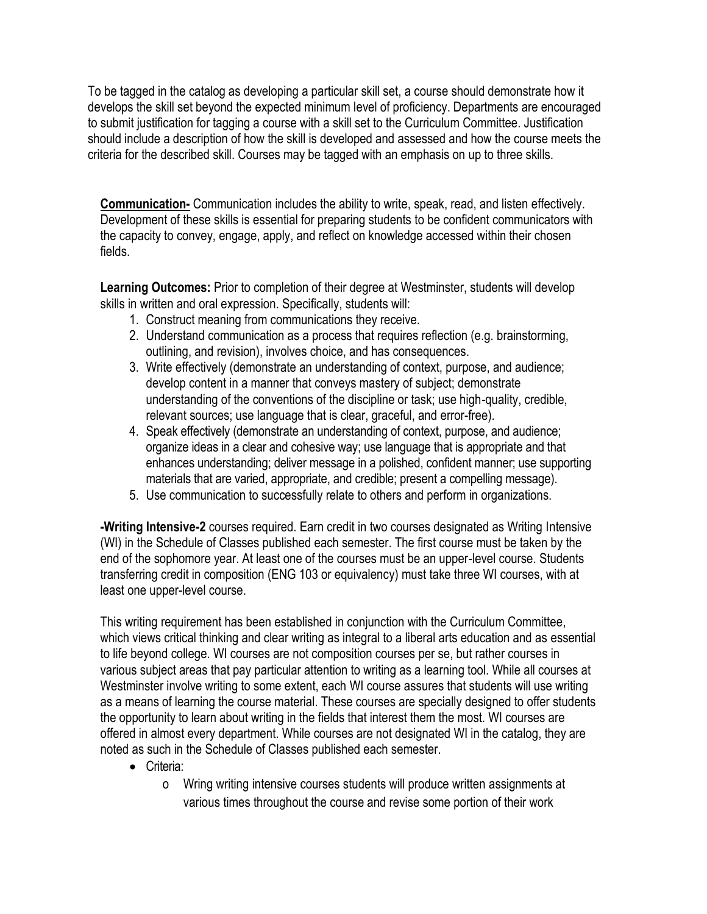To be tagged in the catalog as developing a particular skill set, a course should demonstrate how it develops the skill set beyond the expected minimum level of proficiency. Departments are encouraged to submit justification for tagging a course with a skill set to the Curriculum Committee. Justification should include a description of how the skill is developed and assessed and how the course meets the criteria for the described skill. Courses may be tagged with an emphasis on up to three skills.

**Communication-** Communication includes the ability to write, speak, read, and listen effectively. Development of these skills is essential for preparing students to be confident communicators with the capacity to convey, engage, apply, and reflect on knowledge accessed within their chosen fields.

**Learning Outcomes:** Prior to completion of their degree at Westminster, students will develop skills in written and oral expression. Specifically, students will:

1. Construct meaning from communications they receive.
2. Understand communication as a process that requires reflection (e.g. brainstorming, outlining, and revision), involves choice, and has consequences.
3. Write effectively (demonstrate an understanding of context, purpose, and audience; develop content in a manner that conveys mastery of subject; demonstrate understanding of the conventions of the discipline or task; use high-quality, credible, relevant sources; use language that is clear, graceful, and error-free).
4. Speak effectively (demonstrate an understanding of context, purpose, and audience; organize ideas in a clear and cohesive way; use language that is appropriate and that enhances understanding; deliver message in a polished, confident manner; use supporting materials that are varied, appropriate, and credible; present a compelling message).
5. Use communication to successfully relate to others and perform in organizations.

**-Writing Intensive-2** courses required. Earn credit in two courses designated as Writing Intensive (WI) in the Schedule of Classes published each semester. The first course must be taken by the end of the sophomore year. At least one of the courses must be an upper-level course. Students transferring credit in composition (ENG 103 or equivalency) must take three WI courses, with at least one upper-level course.

This writing requirement has been established in conjunction with the Curriculum Committee, which views critical thinking and clear writing as integral to a liberal arts education and as essential to life beyond college. WI courses are not composition courses per se, but rather courses in various subject areas that pay particular attention to writing as a learning tool. While all courses at Westminster involve writing to some extent, each WI course assures that students will use writing as a means of learning the course material. These courses are specially designed to offer students the opportunity to learn about writing in the fields that interest them the most. WI courses are offered in almost every department. While courses are not designated WI in the catalog, they are noted as such in the Schedule of Classes published each semester.

- Criteria:
  - Wring writing intensive courses students will produce written assignments at various times throughout the course and revise some portion of their work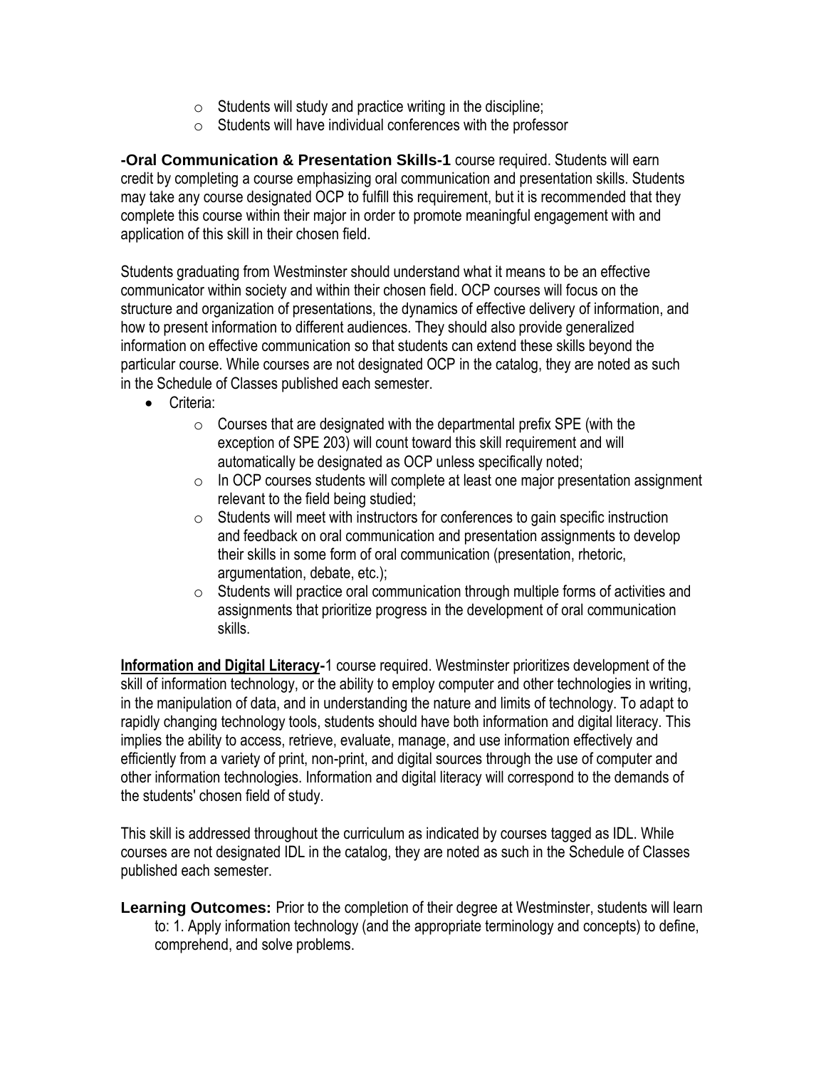- Students will study and practice writing in the discipline;
- Students will have individual conferences with the professor

**-Oral Communication & Presentation Skills-1** course required. Students will earn credit by completing a course emphasizing oral communication and presentation skills. Students may take any course designated OCP to fulfill this requirement, but it is recommended that they complete this course within their major in order to promote meaningful engagement with and application of this skill in their chosen field.

Students graduating from Westminster should understand what it means to be an effective communicator within society and within their chosen field. OCP courses will focus on the structure and organization of presentations, the dynamics of effective delivery of information, and how to present information to different audiences. They should also provide generalized information on effective communication so that students can extend these skills beyond the particular course. While courses are not designated OCP in the catalog, they are noted as such in the Schedule of Classes published each semester.

- Criteria:
  - Courses that are designated with the departmental prefix SPE (with the exception of SPE 203) will count toward this skill requirement and will automatically be designated as OCP unless specifically noted;
  - In OCP courses students will complete at least one major presentation assignment relevant to the field being studied;
  - Students will meet with instructors for conferences to gain specific instruction and feedback on oral communication and presentation assignments to develop their skills in some form of oral communication (presentation, rhetoric, argumentation, debate, etc.);
  - Students will practice oral communication through multiple forms of activities and assignments that prioritize progress in the development of oral communication skills.

**Information and Digital Literacy-**1 course required. Westminster prioritizes development of the skill of information technology, or the ability to employ computer and other technologies in writing, in the manipulation of data, and in understanding the nature and limits of technology. To adapt to rapidly changing technology tools, students should have both information and digital literacy. This implies the ability to access, retrieve, evaluate, manage, and use information effectively and efficiently from a variety of print, non-print, and digital sources through the use of computer and other information technologies. Information and digital literacy will correspond to the demands of the students' chosen field of study.

This skill is addressed throughout the curriculum as indicated by courses tagged as IDL. While courses are not designated IDL in the catalog, they are noted as such in the Schedule of Classes published each semester.

**Learning Outcomes:** Prior to the completion of their degree at Westminster, students will learn to: 1. Apply information technology (and the appropriate terminology and concepts) to define, comprehend, and solve problems.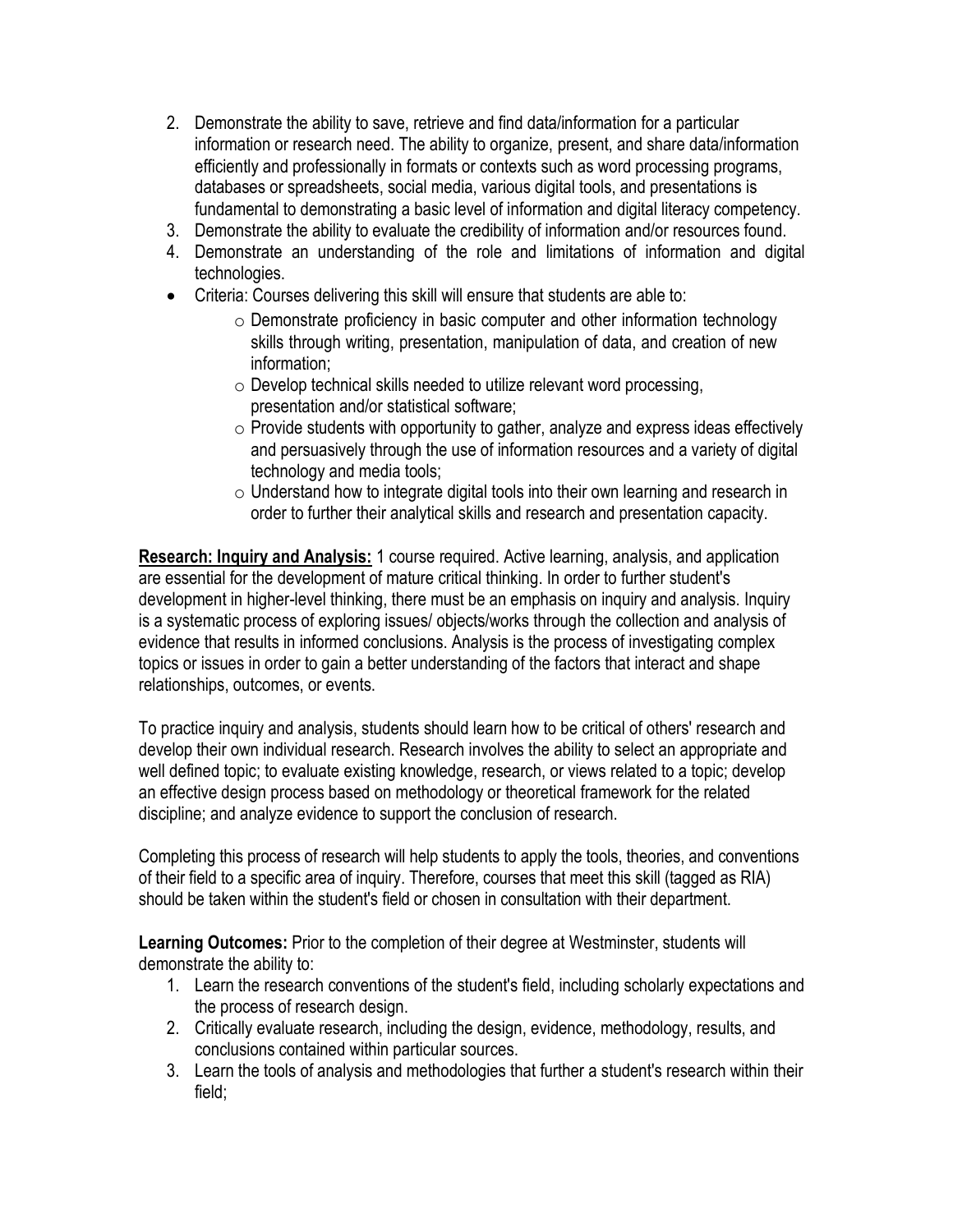2. Demonstrate the ability to save, retrieve and find data/information for a particular information or research need. The ability to organize, present, and share data/information efficiently and professionally in formats or contexts such as word processing programs, databases or spreadsheets, social media, various digital tools, and presentations is fundamental to demonstrating a basic level of information and digital literacy competency.
3. Demonstrate the ability to evaluate the credibility of information and/or resources found.
4. Demonstrate an understanding of the role and limitations of information and digital technologies.

- Criteria: Courses delivering this skill will ensure that students are able to:
  - Demonstrate proficiency in basic computer and other information technology skills through writing, presentation, manipulation of data, and creation of new information;
  - Develop technical skills needed to utilize relevant word processing, presentation and/or statistical software;
  - Provide students with opportunity to gather, analyze and express ideas effectively and persuasively through the use of information resources and a variety of digital technology and media tools;
  - Understand how to integrate digital tools into their own learning and research in order to further their analytical skills and research and presentation capacity.

**Research: Inquiry and Analysis:** 1 course required. Active learning, analysis, and application are essential for the development of mature critical thinking. In order to further student's development in higher-level thinking, there must be an emphasis on inquiry and analysis. Inquiry is a systematic process of exploring issues/ objects/works through the collection and analysis of evidence that results in informed conclusions. Analysis is the process of investigating complex topics or issues in order to gain a better understanding of the factors that interact and shape relationships, outcomes, or events.

To practice inquiry and analysis, students should learn how to be critical of others' research and develop their own individual research. Research involves the ability to select an appropriate and well defined topic; to evaluate existing knowledge, research, or views related to a topic; develop an effective design process based on methodology or theoretical framework for the related discipline; and analyze evidence to support the conclusion of research.

Completing this process of research will help students to apply the tools, theories, and conventions of their field to a specific area of inquiry. Therefore, courses that meet this skill (tagged as RIA) should be taken within the student's field or chosen in consultation with their department.

**Learning Outcomes:** Prior to the completion of their degree at Westminster, students will demonstrate the ability to:

1. Learn the research conventions of the student's field, including scholarly expectations and the process of research design.
2. Critically evaluate research, including the design, evidence, methodology, results, and conclusions contained within particular sources.
3. Learn the tools of analysis and methodologies that further a student's research within their field;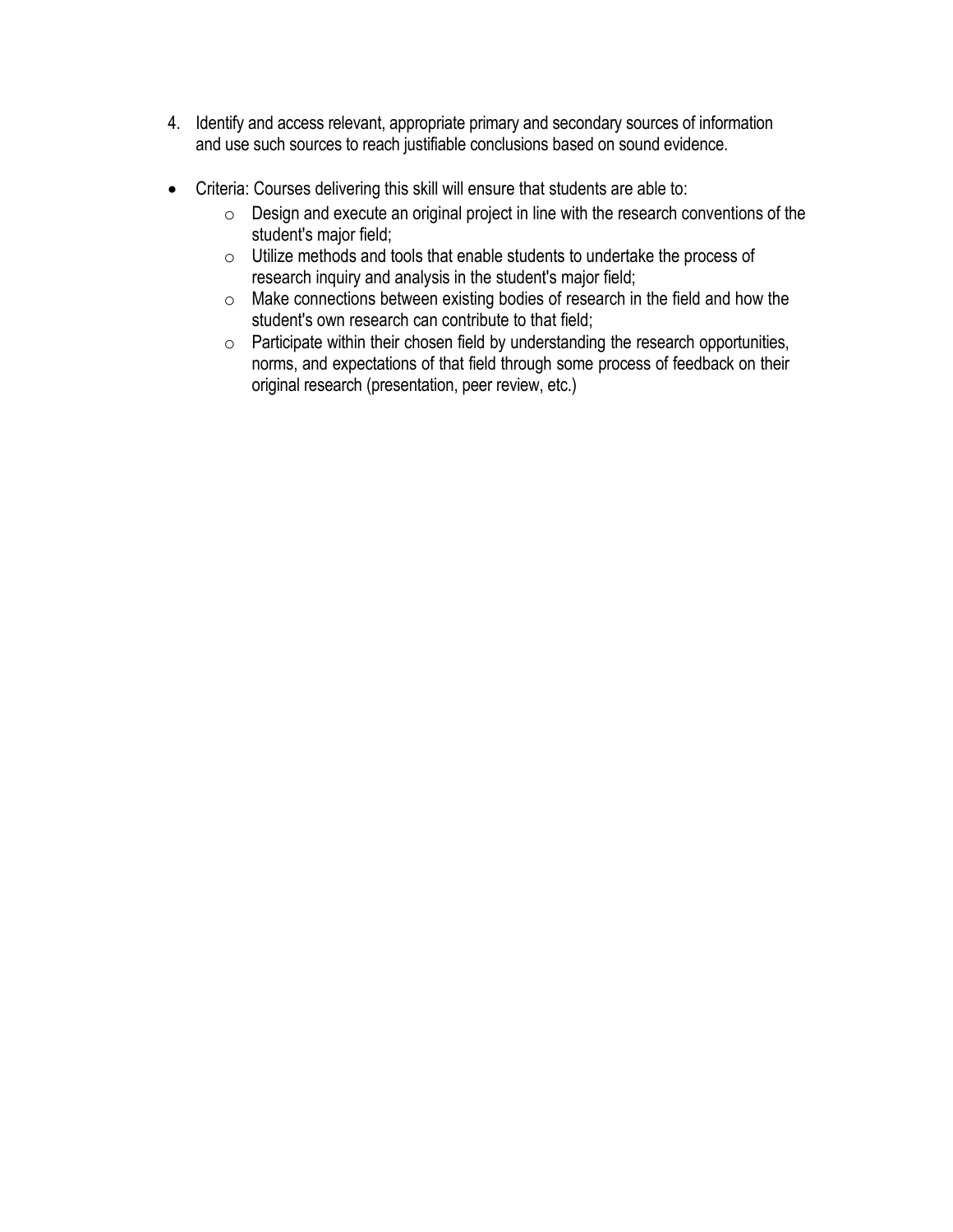4. Identify and access relevant, appropriate primary and secondary sources of information and use such sources to reach justifiable conclusions based on sound evidence.

- Criteria: Courses delivering this skill will ensure that students are able to:
  - Design and execute an original project in line with the research conventions of the student's major field;
  - Utilize methods and tools that enable students to undertake the process of research inquiry and analysis in the student's major field;
  - Make connections between existing bodies of research in the field and how the student's own research can contribute to that field;
  - Participate within their chosen field by understanding the research opportunities, norms, and expectations of that field through some process of feedback on their original research (presentation, peer review, etc.)